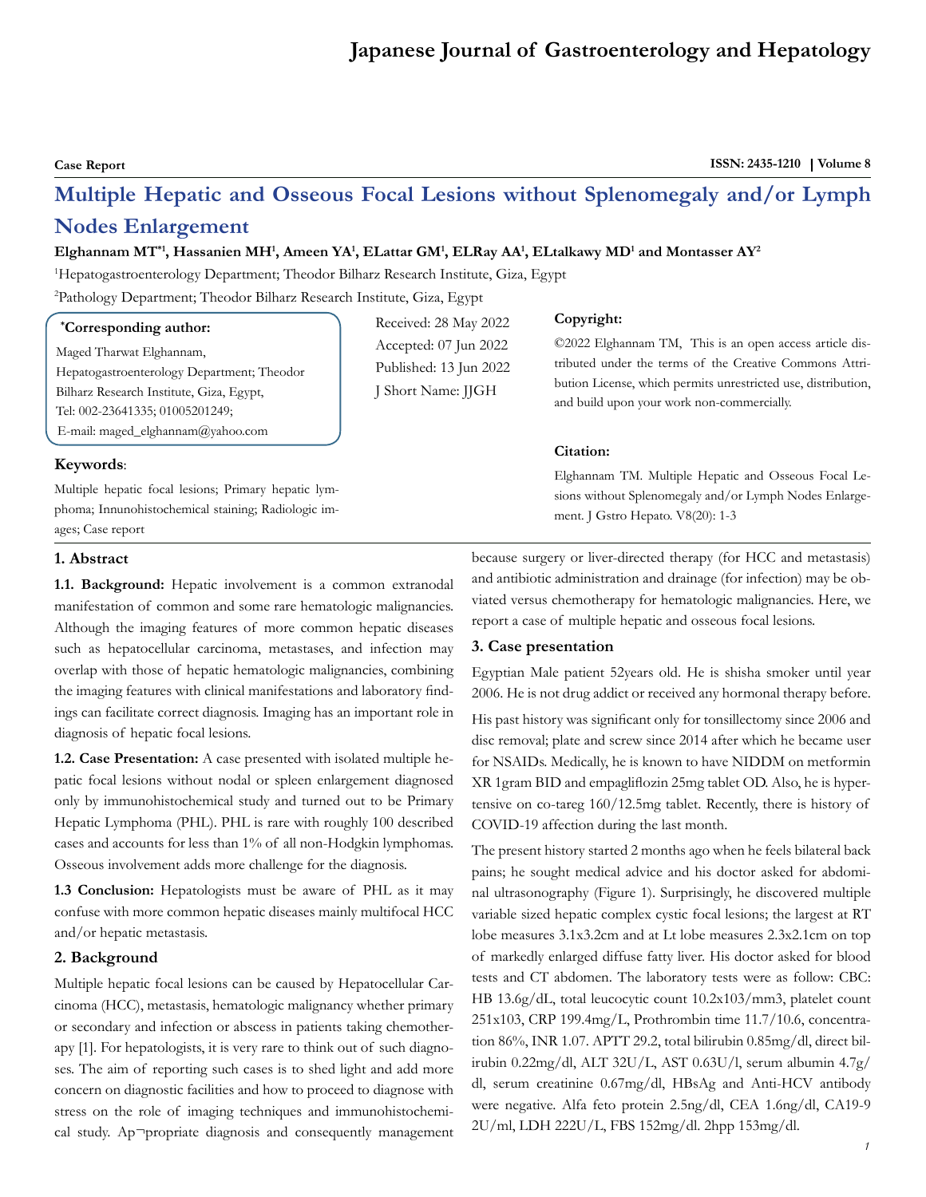Case Report

ISSN: 2435-1210 | Volume 8

# Multiple Hepatic and Osseous Focal Lesions without Splenomegaly and/or Lymph Nodes Enlargement

**Elghannam MT*[1], Hassanien MH[1], Ameen YA[1], ELattar GM[1], ELRay AA[1], ELtalkawy MD[1] and Montasser AY[2]**

[1]Hepatogastroenterology Department; Theodor Bilharz Research Institute, Giza, Egypt

[2]Pathology Department; Theodor Bilharz Research Institute, Giza, Egypt

**\*Corresponding author:**

Maged Tharwat Elghannam,
Hepatogastroenterology Department; Theodor Bilharz Research Institute, Giza, Egypt,
Tel: 002-23641335; 01005201249;
E-mail: maged_elghannam@yahoo.com

Received: 28 May 2022
Accepted: 07 Jun 2022
Published: 13 Jun 2022
J Short Name: JJGH

**Copyright:**

©2022 Elghannam TM, This is an open access article distributed under the terms of the Creative Commons Attribution License, which permits unrestricted use, distribution, and build upon your work non-commercially.

**Citation:**

Elghannam TM. Multiple Hepatic and Osseous Focal Lesions without Splenomegaly and/or Lymph Nodes Enlargement. J Gstro Hepato. V8(20): 1-3

**Keywords**:

Multiple hepatic focal lesions; Primary hepatic lymphoma; Innunohistochemical staining; Radiologic images; Case report

## 1. Abstract

**1.1. Background:** Hepatic involvement is a common extranodal manifestation of common and some rare hematologic malignancies. Although the imaging features of more common hepatic diseases such as hepatocellular carcinoma, metastases, and infection may overlap with those of hepatic hematologic malignancies, combining the imaging features with clinical manifestations and laboratory findings can facilitate correct diagnosis. Imaging has an important role in diagnosis of hepatic focal lesions.

**1.2. Case Presentation:** A case presented with isolated multiple hepatic focal lesions without nodal or spleen enlargement diagnosed only by immunohistochemical study and turned out to be Primary Hepatic Lymphoma (PHL). PHL is rare with roughly 100 described cases and accounts for less than 1% of all non-Hodgkin lymphomas. Osseous involvement adds more challenge for the diagnosis.

**1.3 Conclusion:** Hepatologists must be aware of PHL as it may confuse with more common hepatic diseases mainly multifocal HCC and/or hepatic metastasis.

## 2. Background

Multiple hepatic focal lesions can be caused by Hepatocellular Carcinoma (HCC), metastasis, hematologic malignancy whether primary or secondary and infection or abscess in patients taking chemotherapy [1]. For hepatologists, it is very rare to think out of such diagnoses. The aim of reporting such cases is to shed light and add more concern on diagnostic facilities and how to proceed to diagnose with stress on the role of imaging techniques and immunohistochemical study. Ap¬propriate diagnosis and consequently management because surgery or liver-directed therapy (for HCC and metastasis) and antibiotic administration and drainage (for infection) may be obviated versus chemotherapy for hematologic malignancies. Here, we report a case of multiple hepatic and osseous focal lesions.

## 3. Case presentation

Egyptian Male patient 52years old. He is shisha smoker until year 2006. He is not drug addict or received any hormonal therapy before.

His past history was significant only for tonsillectomy since 2006 and disc removal; plate and screw since 2014 after which he became user for NSAIDs. Medically, he is known to have NIDDM on metformin XR 1gram BID and empagliflozin 25mg tablet OD. Also, he is hypertensive on co-tareg 160/12.5mg tablet. Recently, there is history of COVID-19 affection during the last month.

The present history started 2 months ago when he feels bilateral back pains; he sought medical advice and his doctor asked for abdominal ultrasonography (Figure 1). Surprisingly, he discovered multiple variable sized hepatic complex cystic focal lesions; the largest at RT lobe measures 3.1x3.2cm and at Lt lobe measures 2.3x2.1cm on top of markedly enlarged diffuse fatty liver. His doctor asked for blood tests and CT abdomen. The laboratory tests were as follow: CBC: HB 13.6g/dL, total leucocytic count 10.2x103/mm3, platelet count 251x103, CRP 199.4mg/L, Prothrombin time 11.7/10.6, concentration 86%, INR 1.07. APTT 29.2, total bilirubin 0.85mg/dl, direct bilirubin 0.22mg/dl, ALT 32U/L, AST 0.63U/l, serum albumin 4.7g/dl, serum creatinine 0.67mg/dl, HBsAg and Anti-HCV antibody were negative. Alfa feto protein 2.5ng/dl, CEA 1.6ng/dl, CA19-9 2U/ml, LDH 222U/L, FBS 152mg/dl. 2hpp 153mg/dl.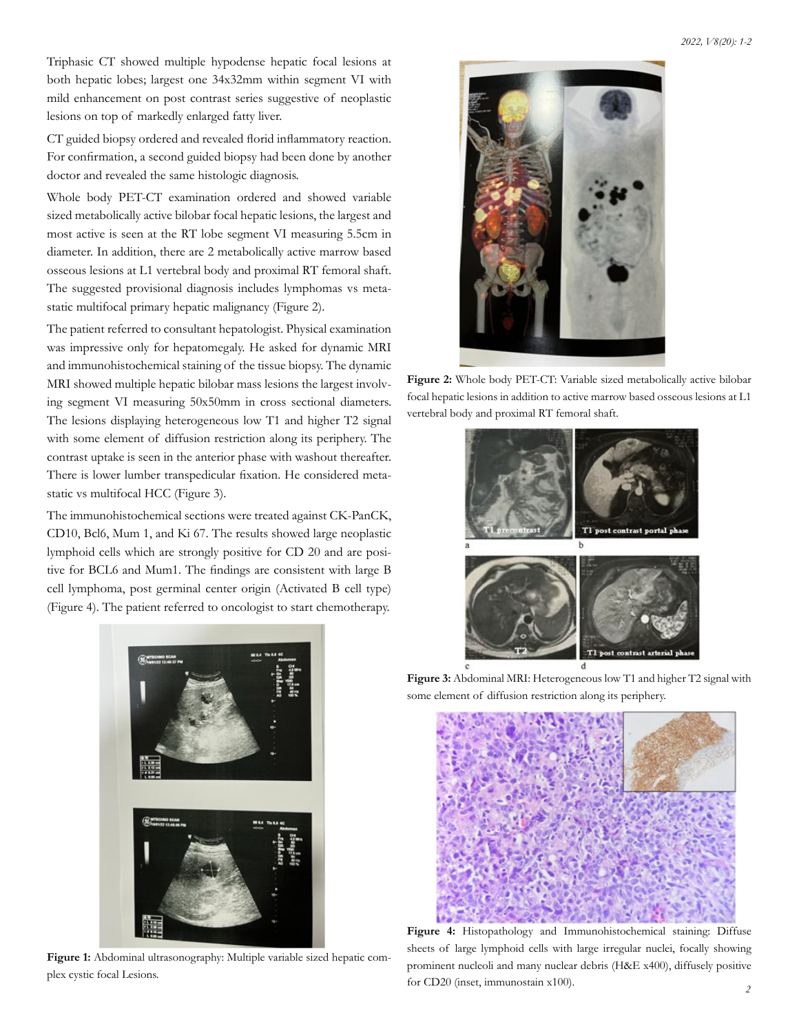Triphasic CT showed multiple hypodense hepatic focal lesions at both hepatic lobes; largest one 34x32mm within segment VI with mild enhancement on post contrast series suggestive of neoplastic lesions on top of markedly enlarged fatty liver.

CT guided biopsy ordered and revealed florid inflammatory reaction. For confirmation, a second guided biopsy had been done by another doctor and revealed the same histologic diagnosis.

Whole body PET-CT examination ordered and showed variable sized metabolically active bilobar focal hepatic lesions, the largest and most active is seen at the RT lobe segment VI measuring 5.5cm in diameter. In addition, there are 2 metabolically active marrow based osseous lesions at L1 vertebral body and proximal RT femoral shaft. The suggested provisional diagnosis includes lymphomas vs metastatic multifocal primary hepatic malignancy (Figure 2).

The patient referred to consultant hepatologist. Physical examination was impressive only for hepatomegaly. He asked for dynamic MRI and immunohistochemical staining of the tissue biopsy. The dynamic MRI showed multiple hepatic bilobar mass lesions the largest involving segment VI measuring 50x50mm in cross sectional diameters. The lesions displaying heterogeneous low T1 and higher T2 signal with some element of diffusion restriction along its periphery. The contrast uptake is seen in the anterior phase with washout thereafter. There is lower lumber transpedicular fixation. He considered metastatic vs multifocal HCC (Figure 3).

The immunohistochemical sections were treated against CK-PanCK, CD10, Bcl6, Mum 1, and Ki 67. The results showed large neoplastic lymphoid cells which are strongly positive for CD 20 and are positive for BCL6 and Mum1. The findings are consistent with large B cell lymphoma, post germinal center origin (Activated B cell type) (Figure 4). The patient referred to oncologist to start chemotherapy.

**Figure 1:** Abdominal ultrasonography: Multiple variable sized hepatic complex cystic focal Lesions.

**Figure 2:** Whole body PET-CT: Variable sized metabolically active bilobar focal hepatic lesions in addition to active marrow based osseous lesions at L1 vertebral body and proximal RT femoral shaft.

**Figure 3:** Abdominal MRI: Heterogeneous low T1 and higher T2 signal with some element of diffusion restriction along its periphery.

**Figure 4:** Histopathology and Immunohistochemical staining: Diffuse sheets of large lymphoid cells with large irregular nuclei, focally showing prominent nucleoli and many nuclear debris (H&E x400), diffusely positive for CD20 (inset, immunostain x100).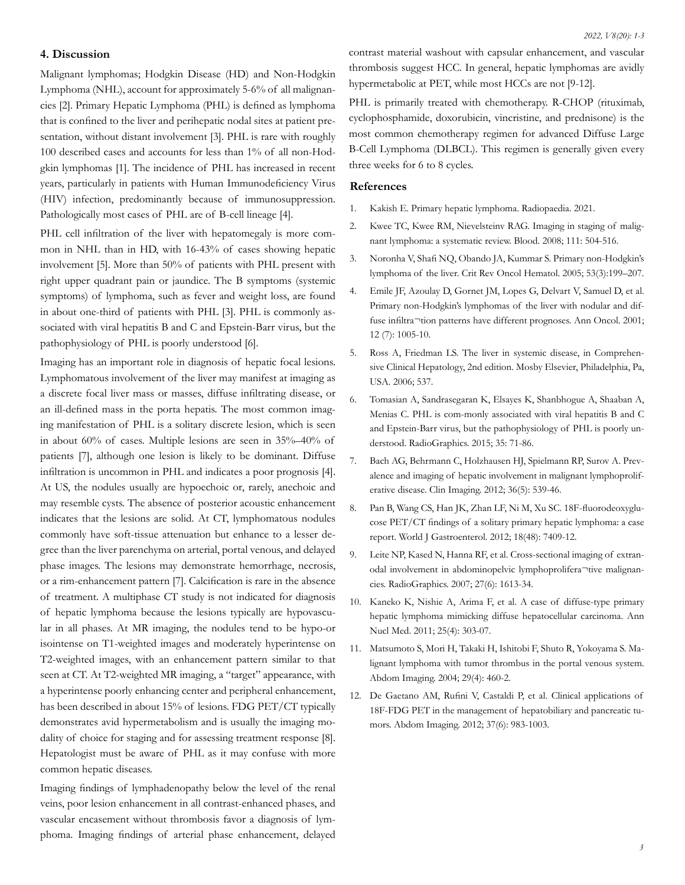## 4. Discussion

Malignant lymphomas; Hodgkin Disease (HD) and Non-Hodgkin Lymphoma (NHL), account for approximately 5-6% of all malignancies [2]. Primary Hepatic Lymphoma (PHL) is defined as lymphoma that is confined to the liver and perihepatic nodal sites at patient presentation, without distant involvement [3]. PHL is rare with roughly 100 described cases and accounts for less than 1% of all non-Hodgkin lymphomas [1]. The incidence of PHL has increased in recent years, particularly in patients with Human Immunodeficiency Virus (HIV) infection, predominantly because of immunosuppression. Pathologically most cases of PHL are of B-cell lineage [4].

PHL cell infiltration of the liver with hepatomegaly is more common in NHL than in HD, with 16-43% of cases showing hepatic involvement [5]. More than 50% of patients with PHL present with right upper quadrant pain or jaundice. The B symptoms (systemic symptoms) of lymphoma, such as fever and weight loss, are found in about one-third of patients with PHL [3]. PHL is commonly associated with viral hepatitis B and C and Epstein-Barr virus, but the pathophysiology of PHL is poorly understood [6].

Imaging has an important role in diagnosis of hepatic focal lesions. Lymphomatous involvement of the liver may manifest at imaging as a discrete focal liver mass or masses, diffuse infiltrating disease, or an ill-defined mass in the porta hepatis. The most common imaging manifestation of PHL is a solitary discrete lesion, which is seen in about 60% of cases. Multiple lesions are seen in 35%–40% of patients [7], although one lesion is likely to be dominant. Diffuse infiltration is uncommon in PHL and indicates a poor prognosis [4]. At US, the nodules usually are hypoechoic or, rarely, anechoic and may resemble cysts. The absence of posterior acoustic enhancement indicates that the lesions are solid. At CT, lymphomatous nodules commonly have soft-tissue attenuation but enhance to a lesser degree than the liver parenchyma on arterial, portal venous, and delayed phase images. The lesions may demonstrate hemorrhage, necrosis, or a rim-enhancement pattern [7]. Calcification is rare in the absence of treatment. A multiphase CT study is not indicated for diagnosis of hepatic lymphoma because the lesions typically are hypovascular in all phases. At MR imaging, the nodules tend to be hypo-or isointense on T1-weighted images and moderately hyperintense on T2-weighted images, with an enhancement pattern similar to that seen at CT. At T2-weighted MR imaging, a "target" appearance, with a hyperintense poorly enhancing center and peripheral enhancement, has been described in about 15% of lesions. FDG PET/CT typically demonstrates avid hypermetabolism and is usually the imaging modality of choice for staging and for assessing treatment response [8]. Hepatologist must be aware of PHL as it may confuse with more common hepatic diseases.

Imaging findings of lymphadenopathy below the level of the renal veins, poor lesion enhancement in all contrast-enhanced phases, and vascular encasement without thrombosis favor a diagnosis of lymphoma. Imaging findings of arterial phase enhancement, delayed contrast material washout with capsular enhancement, and vascular thrombosis suggest HCC. In general, hepatic lymphomas are avidly hypermetabolic at PET, while most HCCs are not [9-12].

PHL is primarily treated with chemotherapy. R-CHOP (rituximab, cyclophosphamide, doxorubicin, vincristine, and prednisone) is the most common chemotherapy regimen for advanced Diffuse Large B-Cell Lymphoma (DLBCL). This regimen is generally given every three weeks for 6 to 8 cycles.

## References

1. Kakish E. Primary hepatic lymphoma. Radiopaedia. 2021.
2. Kwee TC, Kwee RM, Nievelsteinv RAG. Imaging in staging of malignant lymphoma: a systematic review. Blood. 2008; 111: 504-516.
3. Noronha V, Shafi NQ, Obando JA, Kummar S. Primary non-Hodgkin's lymphoma of the liver. Crit Rev Oncol Hematol. 2005; 53(3):199–207.
4. Emile JF, Azoulay D, Gornet JM, Lopes G, Delvart V, Samuel D, et al. Primary non-Hodgkin's lymphomas of the liver with nodular and diffuse infiltra¬tion patterns have different prognoses. Ann Oncol. 2001; 12 (7): 1005-10.
5. Ross A, Friedman LS. The liver in systemic disease, in Comprehensive Clinical Hepatology, 2nd edition. Mosby Elsevier, Philadelphia, Pa, USA. 2006; 537.
6. Tomasian A, Sandrasegaran K, Elsayes K, Shanbhogue A, Shaaban A, Menias C. PHL is com-monly associated with viral hepatitis B and C and Epstein-Barr virus, but the pathophysiology of PHL is poorly understood. RadioGraphics. 2015; 35: 71-86.
7. Bach AG, Behrmann C, Holzhausen HJ, Spielmann RP, Surov A. Prevalence and imaging of hepatic involvement in malignant lymphoproliferative disease. Clin Imaging. 2012; 36(5): 539-46.
8. Pan B, Wang CS, Han JK, Zhan LF, Ni M, Xu SC. 18F-fluorodeoxyglucose PET/CT findings of a solitary primary hepatic lymphoma: a case report. World J Gastroenterol. 2012; 18(48): 7409-12.
9. Leite NP, Kased N, Hanna RF, et al. Cross-sectional imaging of extranodal involvement in abdominopelvic lymphoprolifera¬tive malignancies. RadioGraphics. 2007; 27(6): 1613-34.
10. Kaneko K, Nishie A, Arima F, et al. A case of diffuse-type primary hepatic lymphoma mimicking diffuse hepatocellular carcinoma. Ann Nucl Med. 2011; 25(4): 303-07.
11. Matsumoto S, Mori H, Takaki H, Ishitobi F, Shuto R, Yokoyama S. Malignant lymphoma with tumor thrombus in the portal venous system. Abdom Imaging. 2004; 29(4): 460-2.
12. De Gaetano AM, Rufini V, Castaldi P, et al. Clinical applications of 18F-FDG PET in the management of hepatobiliary and pancreatic tumors. Abdom Imaging. 2012; 37(6): 983-1003.